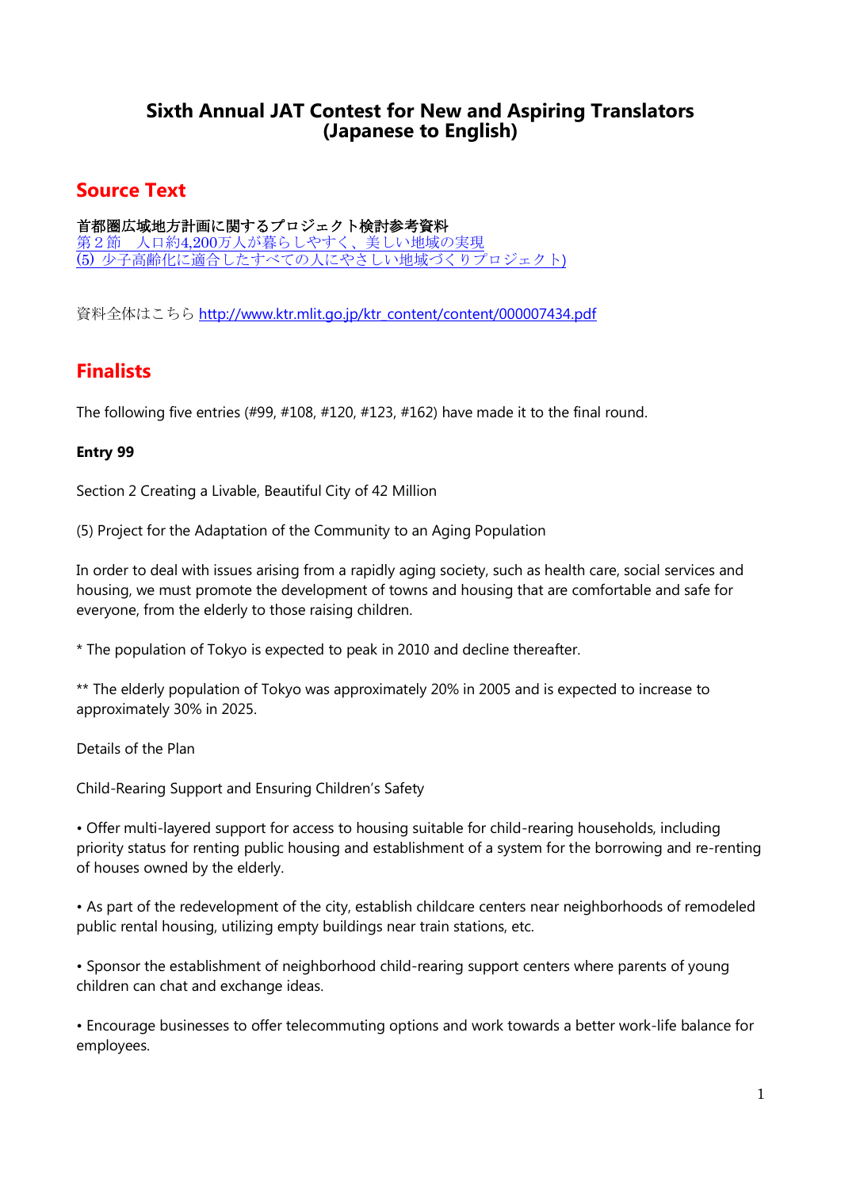# Sixth Annual JAT Contest for New and Aspiring Translators (Japanese to English)

## Source Text

**首都圏広域地方計画に関するプロジェクト検討参考資料**
第２節　人口約4,200万人が暮らしやすく、美しい地域の実現
(5) 少子高齢化に適合したすべての人にやさしい地域づくりプロジェクト)

資料全体はこちら http://www.ktr.mlit.go.jp/ktr_content/content/000007434.pdf

## Finalists

The following five entries (#99, #108, #120, #123, #162) have made it to the final round.

**Entry 99**

Section 2 Creating a Livable, Beautiful City of 42 Million

(5) Project for the Adaptation of the Community to an Aging Population

In order to deal with issues arising from a rapidly aging society, such as health care, social services and housing, we must promote the development of towns and housing that are comfortable and safe for everyone, from the elderly to those raising children.

* The population of Tokyo is expected to peak in 2010 and decline thereafter.

** The elderly population of Tokyo was approximately 20% in 2005 and is expected to increase to approximately 30% in 2025.

Details of the Plan

Child-Rearing Support and Ensuring Children's Safety

• Offer multi-layered support for access to housing suitable for child-rearing households, including priority status for renting public housing and establishment of a system for the borrowing and re-renting of houses owned by the elderly.

• As part of the redevelopment of the city, establish childcare centers near neighborhoods of remodeled public rental housing, utilizing empty buildings near train stations, etc.

• Sponsor the establishment of neighborhood child-rearing support centers where parents of young children can chat and exchange ideas.

• Encourage businesses to offer telecommuting options and work towards a better work-life balance for employees.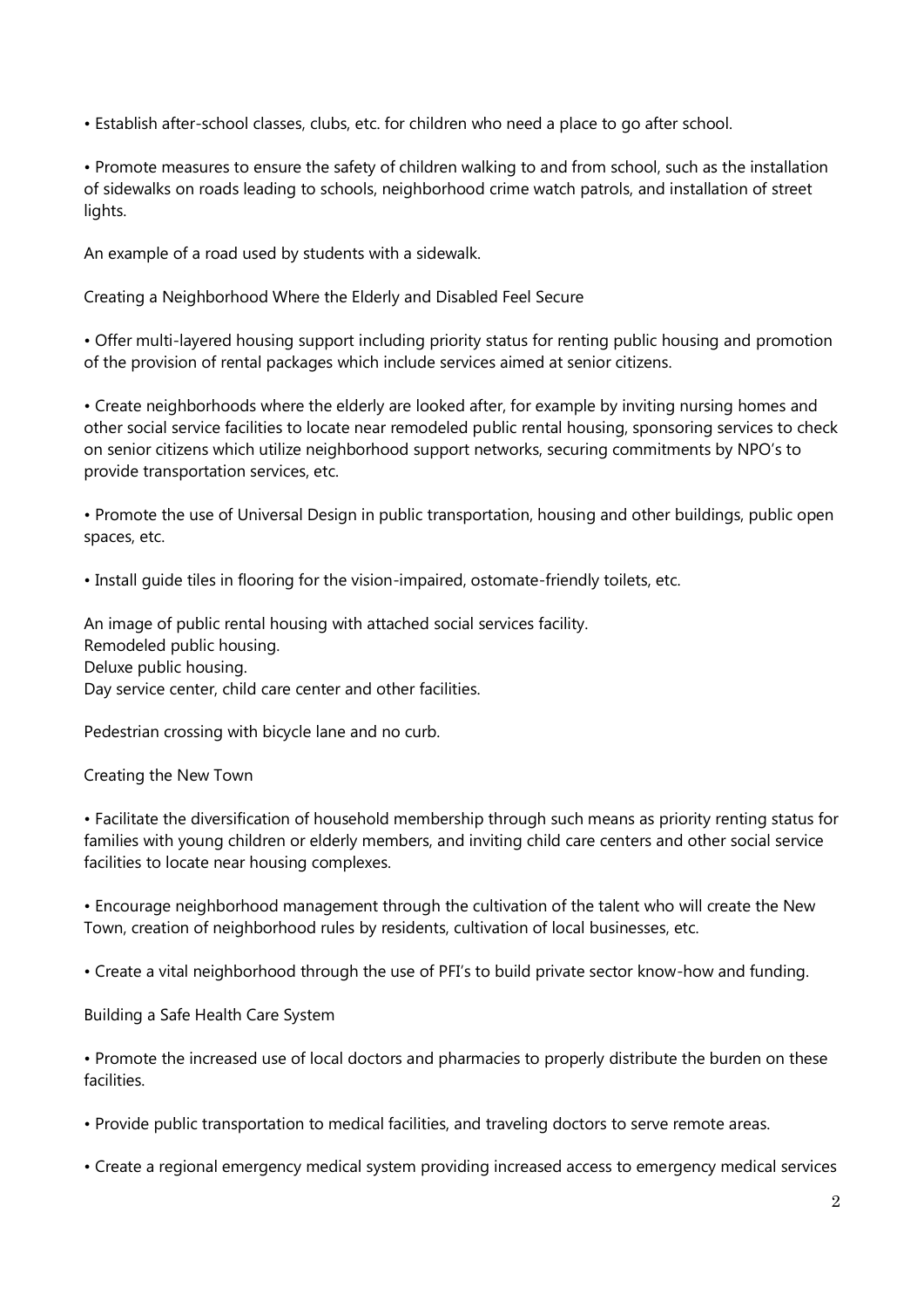- Establish after-school classes, clubs, etc. for children who need a place to go after school.

- Promote measures to ensure the safety of children walking to and from school, such as the installation of sidewalks on roads leading to schools, neighborhood crime watch patrols, and installation of street lights.

An example of a road used by students with a sidewalk.

## Creating a Neighborhood Where the Elderly and Disabled Feel Secure

- Offer multi-layered housing support including priority status for renting public housing and promotion of the provision of rental packages which include services aimed at senior citizens.

- Create neighborhoods where the elderly are looked after, for example by inviting nursing homes and other social service facilities to locate near remodeled public rental housing, sponsoring services to check on senior citizens which utilize neighborhood support networks, securing commitments by NPO's to provide transportation services, etc.

- Promote the use of Universal Design in public transportation, housing and other buildings, public open spaces, etc.

- Install guide tiles in flooring for the vision-impaired, ostomate-friendly toilets, etc.

An image of public rental housing with attached social services facility.
Remodeled public housing.
Deluxe public housing.
Day service center, child care center and other facilities.

Pedestrian crossing with bicycle lane and no curb.

## Creating the New Town

- Facilitate the diversification of household membership through such means as priority renting status for families with young children or elderly members, and inviting child care centers and other social service facilities to locate near housing complexes.

- Encourage neighborhood management through the cultivation of the talent who will create the New Town, creation of neighborhood rules by residents, cultivation of local businesses, etc.

- Create a vital neighborhood through the use of PFI's to build private sector know-how and funding.

## Building a Safe Health Care System

- Promote the increased use of local doctors and pharmacies to properly distribute the burden on these facilities.

- Provide public transportation to medical facilities, and traveling doctors to serve remote areas.

- Create a regional emergency medical system providing increased access to emergency medical services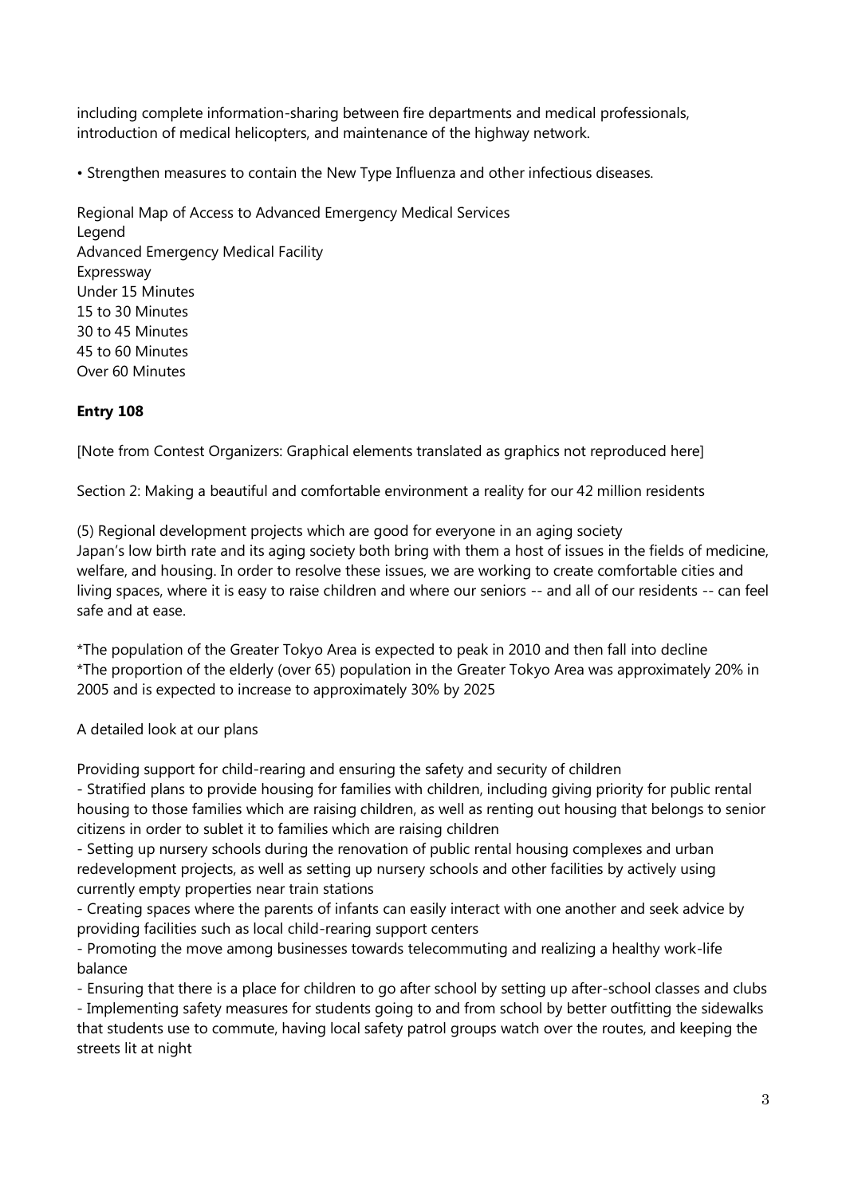including complete information-sharing between fire departments and medical professionals, introduction of medical helicopters, and maintenance of the highway network.

• Strengthen measures to contain the New Type Influenza and other infectious diseases.

Regional Map of Access to Advanced Emergency Medical Services
Legend
Advanced Emergency Medical Facility
Expressway
Under 15 Minutes
15 to 30 Minutes
30 to 45 Minutes
45 to 60 Minutes
Over 60 Minutes

**Entry 108**

[Note from Contest Organizers: Graphical elements translated as graphics not reproduced here]

Section 2: Making a beautiful and comfortable environment a reality for our 42 million residents

(5) Regional development projects which are good for everyone in an aging society
Japan's low birth rate and its aging society both bring with them a host of issues in the fields of medicine, welfare, and housing. In order to resolve these issues, we are working to create comfortable cities and living spaces, where it is easy to raise children and where our seniors -- and all of our residents -- can feel safe and at ease.

*The population of the Greater Tokyo Area is expected to peak in 2010 and then fall into decline
*The proportion of the elderly (over 65) population in the Greater Tokyo Area was approximately 20% in 2005 and is expected to increase to approximately 30% by 2025

A detailed look at our plans

Providing support for child-rearing and ensuring the safety and security of children
- Stratified plans to provide housing for families with children, including giving priority for public rental housing to those families which are raising children, as well as renting out housing that belongs to senior citizens in order to sublet it to families which are raising children
- Setting up nursery schools during the renovation of public rental housing complexes and urban redevelopment projects, as well as setting up nursery schools and other facilities by actively using currently empty properties near train stations
- Creating spaces where the parents of infants can easily interact with one another and seek advice by providing facilities such as local child-rearing support centers
- Promoting the move among businesses towards telecommuting and realizing a healthy work-life balance
- Ensuring that there is a place for children to go after school by setting up after-school classes and clubs
- Implementing safety measures for students going to and from school by better outfitting the sidewalks that students use to commute, having local safety patrol groups watch over the routes, and keeping the streets lit at night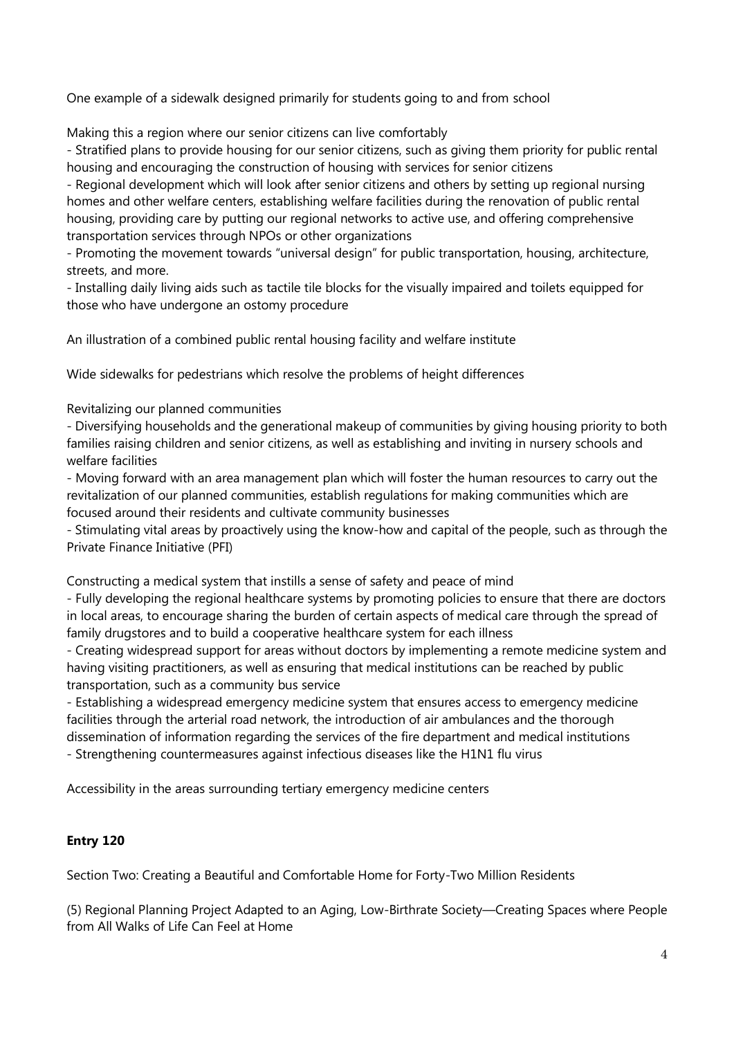One example of a sidewalk designed primarily for students going to and from school

Making this a region where our senior citizens can live comfortably

- Stratified plans to provide housing for our senior citizens, such as giving them priority for public rental housing and encouraging the construction of housing with services for senior citizens
- Regional development which will look after senior citizens and others by setting up regional nursing homes and other welfare centers, establishing welfare facilities during the renovation of public rental housing, providing care by putting our regional networks to active use, and offering comprehensive transportation services through NPOs or other organizations
- Promoting the movement towards "universal design" for public transportation, housing, architecture, streets, and more.
- Installing daily living aids such as tactile tile blocks for the visually impaired and toilets equipped for those who have undergone an ostomy procedure

An illustration of a combined public rental housing facility and welfare institute

Wide sidewalks for pedestrians which resolve the problems of height differences

Revitalizing our planned communities

- Diversifying households and the generational makeup of communities by giving housing priority to both families raising children and senior citizens, as well as establishing and inviting in nursery schools and welfare facilities
- Moving forward with an area management plan which will foster the human resources to carry out the revitalization of our planned communities, establish regulations for making communities which are focused around their residents and cultivate community businesses
- Stimulating vital areas by proactively using the know-how and capital of the people, such as through the Private Finance Initiative (PFI)

Constructing a medical system that instills a sense of safety and peace of mind

- Fully developing the regional healthcare systems by promoting policies to ensure that there are doctors in local areas, to encourage sharing the burden of certain aspects of medical care through the spread of family drugstores and to build a cooperative healthcare system for each illness
- Creating widespread support for areas without doctors by implementing a remote medicine system and having visiting practitioners, as well as ensuring that medical institutions can be reached by public transportation, such as a community bus service
- Establishing a widespread emergency medicine system that ensures access to emergency medicine facilities through the arterial road network, the introduction of air ambulances and the thorough dissemination of information regarding the services of the fire department and medical institutions
- Strengthening countermeasures against infectious diseases like the H1N1 flu virus

Accessibility in the areas surrounding tertiary emergency medicine centers

**Entry 120**

Section Two: Creating a Beautiful and Comfortable Home for Forty-Two Million Residents

(5) Regional Planning Project Adapted to an Aging, Low-Birthrate Society—Creating Spaces where People from All Walks of Life Can Feel at Home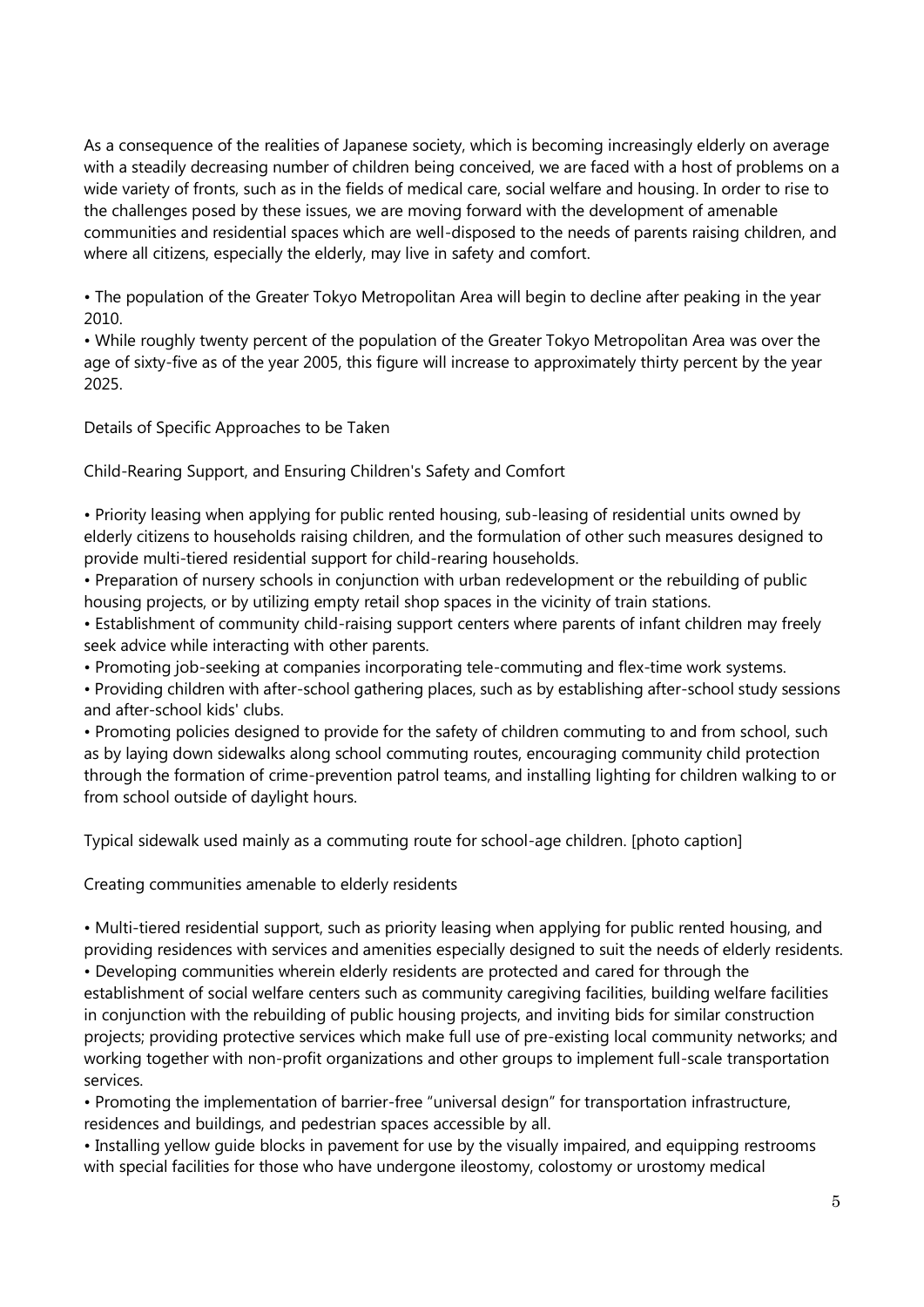As a consequence of the realities of Japanese society, which is becoming increasingly elderly on average with a steadily decreasing number of children being conceived, we are faced with a host of problems on a wide variety of fronts, such as in the fields of medical care, social welfare and housing. In order to rise to the challenges posed by these issues, we are moving forward with the development of amenable communities and residential spaces which are well-disposed to the needs of parents raising children, and where all citizens, especially the elderly, may live in safety and comfort.

- The population of the Greater Tokyo Metropolitan Area will begin to decline after peaking in the year 2010.
- While roughly twenty percent of the population of the Greater Tokyo Metropolitan Area was over the age of sixty-five as of the year 2005, this figure will increase to approximately thirty percent by the year 2025.

## Details of Specific Approaches to be Taken

### Child-Rearing Support, and Ensuring Children's Safety and Comfort

- Priority leasing when applying for public rented housing, sub-leasing of residential units owned by elderly citizens to households raising children, and the formulation of other such measures designed to provide multi-tiered residential support for child-rearing households.
- Preparation of nursery schools in conjunction with urban redevelopment or the rebuilding of public housing projects, or by utilizing empty retail shop spaces in the vicinity of train stations.
- Establishment of community child-raising support centers where parents of infant children may freely seek advice while interacting with other parents.
- Promoting job-seeking at companies incorporating tele-commuting and flex-time work systems.
- Providing children with after-school gathering places, such as by establishing after-school study sessions and after-school kids' clubs.
- Promoting policies designed to provide for the safety of children commuting to and from school, such as by laying down sidewalks along school commuting routes, encouraging community child protection through the formation of crime-prevention patrol teams, and installing lighting for children walking to or from school outside of daylight hours.

Typical sidewalk used mainly as a commuting route for school-age children. [photo caption]

### Creating communities amenable to elderly residents

- Multi-tiered residential support, such as priority leasing when applying for public rented housing, and providing residences with services and amenities especially designed to suit the needs of elderly residents.
- Developing communities wherein elderly residents are protected and cared for through the establishment of social welfare centers such as community caregiving facilities, building welfare facilities in conjunction with the rebuilding of public housing projects, and inviting bids for similar construction projects; providing protective services which make full use of pre-existing local community networks; and working together with non-profit organizations and other groups to implement full-scale transportation services.
- Promoting the implementation of barrier-free "universal design" for transportation infrastructure, residences and buildings, and pedestrian spaces accessible by all.
- Installing yellow guide blocks in pavement for use by the visually impaired, and equipping restrooms with special facilities for those who have undergone ileostomy, colostomy or urostomy medical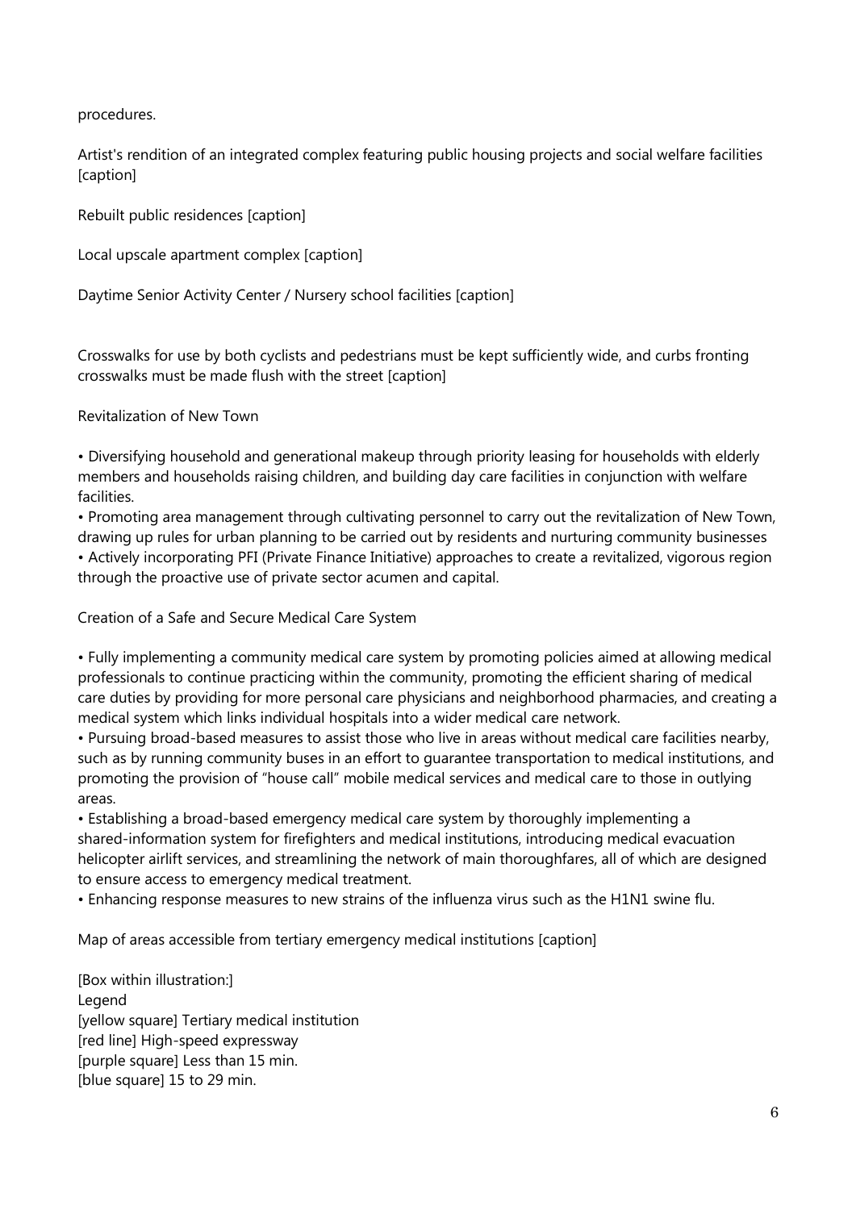procedures.

Artist's rendition of an integrated complex featuring public housing projects and social welfare facilities [caption]

Rebuilt public residences [caption]

Local upscale apartment complex [caption]

Daytime Senior Activity Center / Nursery school facilities [caption]

Crosswalks for use by both cyclists and pedestrians must be kept sufficiently wide, and curbs fronting crosswalks must be made flush with the street [caption]

## Revitalization of New Town

• Diversifying household and generational makeup through priority leasing for households with elderly members and households raising children, and building day care facilities in conjunction with welfare facilities.

• Promoting area management through cultivating personnel to carry out the revitalization of New Town, drawing up rules for urban planning to be carried out by residents and nurturing community businesses

• Actively incorporating PFI (Private Finance Initiative) approaches to create a revitalized, vigorous region through the proactive use of private sector acumen and capital.

## Creation of a Safe and Secure Medical Care System

• Fully implementing a community medical care system by promoting policies aimed at allowing medical professionals to continue practicing within the community, promoting the efficient sharing of medical care duties by providing for more personal care physicians and neighborhood pharmacies, and creating a medical system which links individual hospitals into a wider medical care network.

• Pursuing broad-based measures to assist those who live in areas without medical care facilities nearby, such as by running community buses in an effort to guarantee transportation to medical institutions, and promoting the provision of "house call" mobile medical services and medical care to those in outlying areas.

• Establishing a broad-based emergency medical care system by thoroughly implementing a shared-information system for firefighters and medical institutions, introducing medical evacuation helicopter airlift services, and streamlining the network of main thoroughfares, all of which are designed to ensure access to emergency medical treatment.

• Enhancing response measures to new strains of the influenza virus such as the H1N1 swine flu.

Map of areas accessible from tertiary emergency medical institutions [caption]

[Box within illustration:]
Legend
[yellow square] Tertiary medical institution
[red line] High-speed expressway
[purple square] Less than 15 min.
[blue square] 15 to 29 min.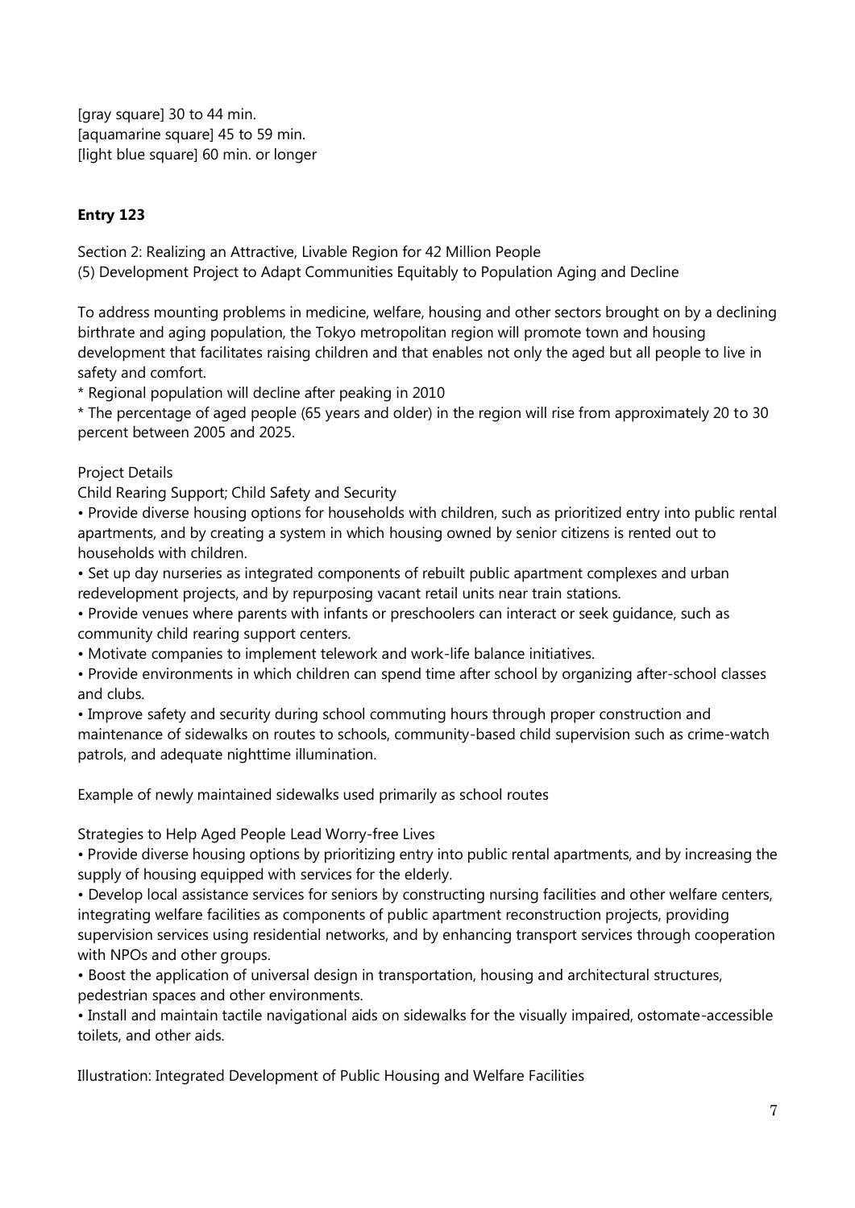[gray square] 30 to 44 min.
[aquamarine square] 45 to 59 min.
[light blue square] 60 min. or longer

**Entry 123**

Section 2: Realizing an Attractive, Livable Region for 42 Million People
(5) Development Project to Adapt Communities Equitably to Population Aging and Decline

To address mounting problems in medicine, welfare, housing and other sectors brought on by a declining birthrate and aging population, the Tokyo metropolitan region will promote town and housing development that facilitates raising children and that enables not only the aged but all people to live in safety and comfort.
* Regional population will decline after peaking in 2010
* The percentage of aged people (65 years and older) in the region will rise from approximately 20 to 30 percent between 2005 and 2025.

Project Details
Child Rearing Support; Child Safety and Security

- Provide diverse housing options for households with children, such as prioritized entry into public rental apartments, and by creating a system in which housing owned by senior citizens is rented out to households with children.
- Set up day nurseries as integrated components of rebuilt public apartment complexes and urban redevelopment projects, and by repurposing vacant retail units near train stations.
- Provide venues where parents with infants or preschoolers can interact or seek guidance, such as community child rearing support centers.
- Motivate companies to implement telework and work-life balance initiatives.
- Provide environments in which children can spend time after school by organizing after-school classes and clubs.
- Improve safety and security during school commuting hours through proper construction and maintenance of sidewalks on routes to schools, community-based child supervision such as crime-watch patrols, and adequate nighttime illumination.

Example of newly maintained sidewalks used primarily as school routes

Strategies to Help Aged People Lead Worry-free Lives

- Provide diverse housing options by prioritizing entry into public rental apartments, and by increasing the supply of housing equipped with services for the elderly.
- Develop local assistance services for seniors by constructing nursing facilities and other welfare centers, integrating welfare facilities as components of public apartment reconstruction projects, providing supervision services using residential networks, and by enhancing transport services through cooperation with NPOs and other groups.
- Boost the application of universal design in transportation, housing and architectural structures, pedestrian spaces and other environments.
- Install and maintain tactile navigational aids on sidewalks for the visually impaired, ostomate-accessible toilets, and other aids.

Illustration: Integrated Development of Public Housing and Welfare Facilities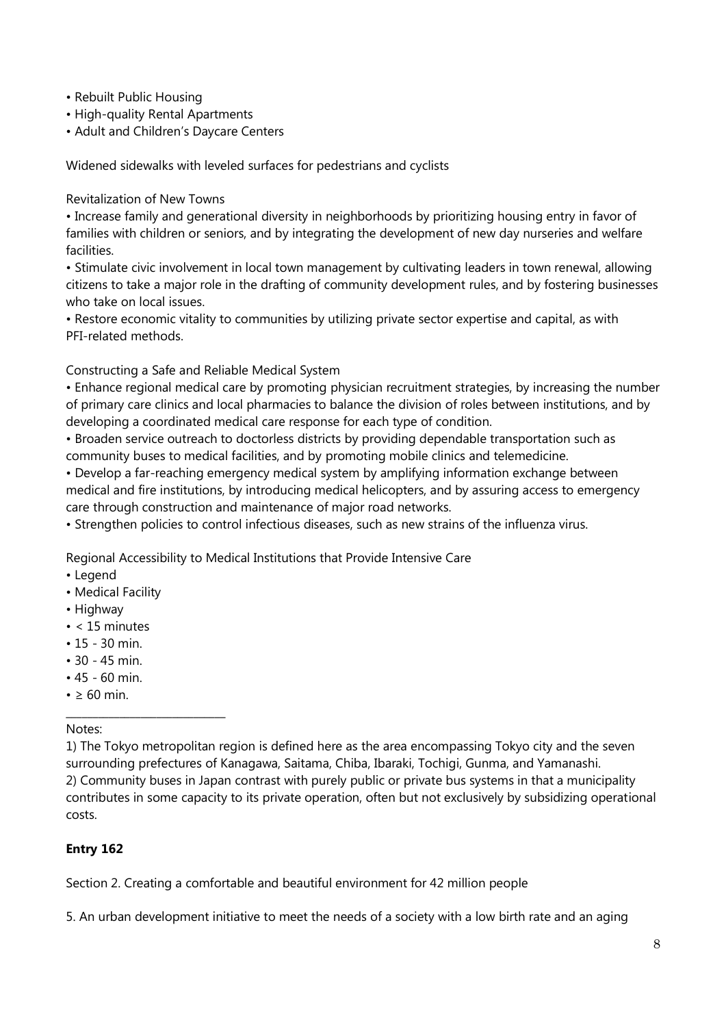- Rebuilt Public Housing
- High-quality Rental Apartments
- Adult and Children's Daycare Centers

Widened sidewalks with leveled surfaces for pedestrians and cyclists

Revitalization of New Towns

- Increase family and generational diversity in neighborhoods by prioritizing housing entry in favor of families with children or seniors, and by integrating the development of new day nurseries and welfare facilities.
- Stimulate civic involvement in local town management by cultivating leaders in town renewal, allowing citizens to take a major role in the drafting of community development rules, and by fostering businesses who take on local issues.
- Restore economic vitality to communities by utilizing private sector expertise and capital, as with PFI-related methods.

Constructing a Safe and Reliable Medical System

- Enhance regional medical care by promoting physician recruitment strategies, by increasing the number of primary care clinics and local pharmacies to balance the division of roles between institutions, and by developing a coordinated medical care response for each type of condition.
- Broaden service outreach to doctorless districts by providing dependable transportation such as community buses to medical facilities, and by promoting mobile clinics and telemedicine.
- Develop a far-reaching emergency medical system by amplifying information exchange between medical and fire institutions, by introducing medical helicopters, and by assuring access to emergency care through construction and maintenance of major road networks.
- Strengthen policies to control infectious diseases, such as new strains of the influenza virus.

Regional Accessibility to Medical Institutions that Provide Intensive Care

- Legend
- Medical Facility
- Highway
- < 15 minutes
- 15 - 30 min.
- 30 - 45 min.
- 45 - 60 min.
- ≥ 60 min.

---

Notes:

1) The Tokyo metropolitan region is defined here as the area encompassing Tokyo city and the seven surrounding prefectures of Kanagawa, Saitama, Chiba, Ibaraki, Tochigi, Gunma, and Yamanashi.

2) Community buses in Japan contrast with purely public or private bus systems in that a municipality contributes in some capacity to its private operation, often but not exclusively by subsidizing operational costs.

**Entry 162**

Section 2. Creating a comfortable and beautiful environment for 42 million people

5. An urban development initiative to meet the needs of a society with a low birth rate and an aging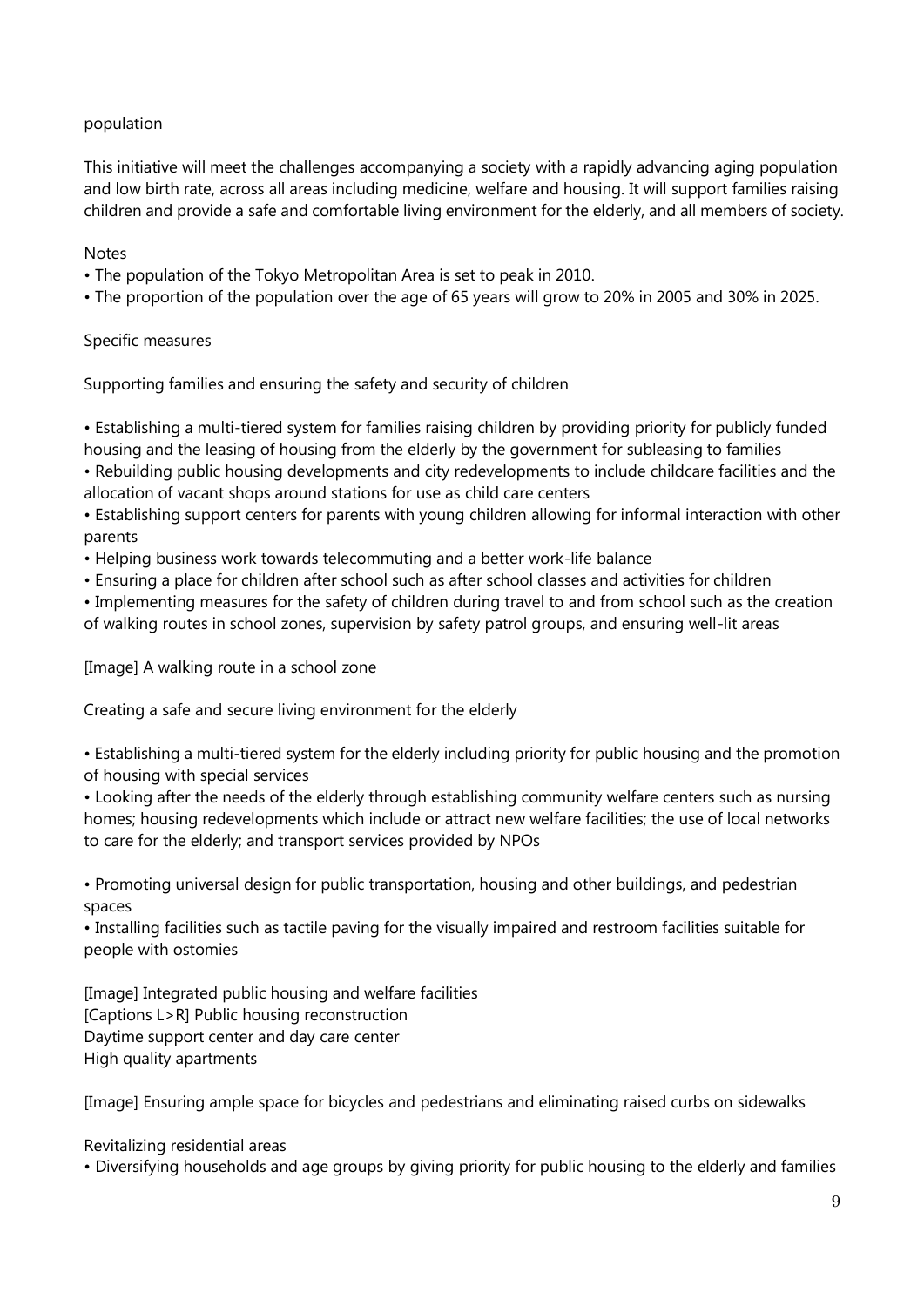population

This initiative will meet the challenges accompanying a society with a rapidly advancing aging population and low birth rate, across all areas including medicine, welfare and housing. It will support families raising children and provide a safe and comfortable living environment for the elderly, and all members of society.

Notes

- The population of the Tokyo Metropolitan Area is set to peak in 2010.
- The proportion of the population over the age of 65 years will grow to 20% in 2005 and 30% in 2025.

Specific measures

Supporting families and ensuring the safety and security of children

- Establishing a multi-tiered system for families raising children by providing priority for publicly funded housing and the leasing of housing from the elderly by the government for subleasing to families
- Rebuilding public housing developments and city redevelopments to include childcare facilities and the allocation of vacant shops around stations for use as child care centers
- Establishing support centers for parents with young children allowing for informal interaction with other parents
- Helping business work towards telecommuting and a better work-life balance
- Ensuring a place for children after school such as after school classes and activities for children
- Implementing measures for the safety of children during travel to and from school such as the creation of walking routes in school zones, supervision by safety patrol groups, and ensuring well-lit areas

[Image] A walking route in a school zone

Creating a safe and secure living environment for the elderly

- Establishing a multi-tiered system for the elderly including priority for public housing and the promotion of housing with special services
- Looking after the needs of the elderly through establishing community welfare centers such as nursing homes; housing redevelopments which include or attract new welfare facilities; the use of local networks to care for the elderly; and transport services provided by NPOs

- Promoting universal design for public transportation, housing and other buildings, and pedestrian spaces
- Installing facilities such as tactile paving for the visually impaired and restroom facilities suitable for people with ostomies

[Image] Integrated public housing and welfare facilities
[Captions L>R] Public housing reconstruction
Daytime support center and day care center
High quality apartments

[Image] Ensuring ample space for bicycles and pedestrians and eliminating raised curbs on sidewalks

Revitalizing residential areas

- Diversifying households and age groups by giving priority for public housing to the elderly and families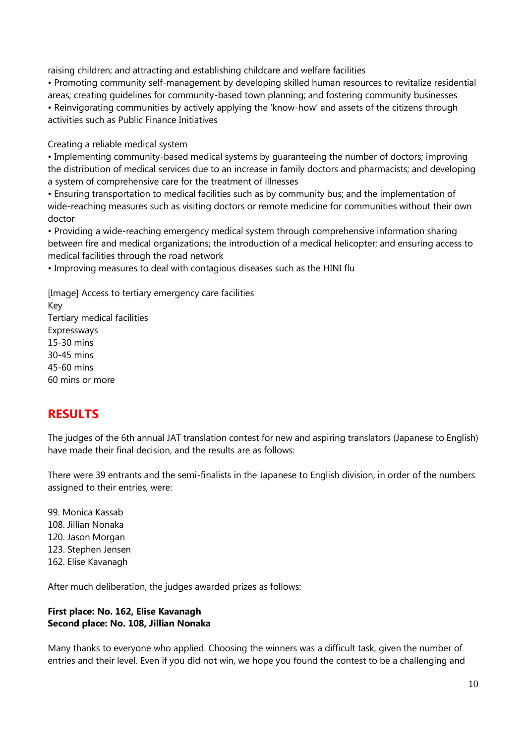raising children; and attracting and establishing childcare and welfare facilities

• Promoting community self-management by developing skilled human resources to revitalize residential areas; creating guidelines for community-based town planning; and fostering community businesses

• Reinvigorating communities by actively applying the 'know-how' and assets of the citizens through activities such as Public Finance Initiatives

Creating a reliable medical system

• Implementing community-based medical systems by guaranteeing the number of doctors; improving the distribution of medical services due to an increase in family doctors and pharmacists; and developing a system of comprehensive care for the treatment of illnesses

• Ensuring transportation to medical facilities such as by community bus; and the implementation of wide-reaching measures such as visiting doctors or remote medicine for communities without their own doctor

• Providing a wide-reaching emergency medical system through comprehensive information sharing between fire and medical organizations; the introduction of a medical helicopter; and ensuring access to medical facilities through the road network

• Improving measures to deal with contagious diseases such as the HINI flu

[Image] Access to tertiary emergency care facilities
Key
Tertiary medical facilities
Expressways
15-30 mins
30-45 mins
45-60 mins
60 mins or more

## RESULTS

The judges of the 6th annual JAT translation contest for new and aspiring translators (Japanese to English) have made their final decision, and the results are as follows:

There were 39 entrants and the semi-finalists in the Japanese to English division, in order of the numbers assigned to their entries, were:

99. Monica Kassab
108. Jillian Nonaka
120. Jason Morgan
123. Stephen Jensen
162. Elise Kavanagh

After much deliberation, the judges awarded prizes as follows:

**First place: No. 162, Elise Kavanagh**
**Second place: No. 108, Jillian Nonaka**

Many thanks to everyone who applied. Choosing the winners was a difficult task, given the number of entries and their level. Even if you did not win, we hope you found the contest to be a challenging and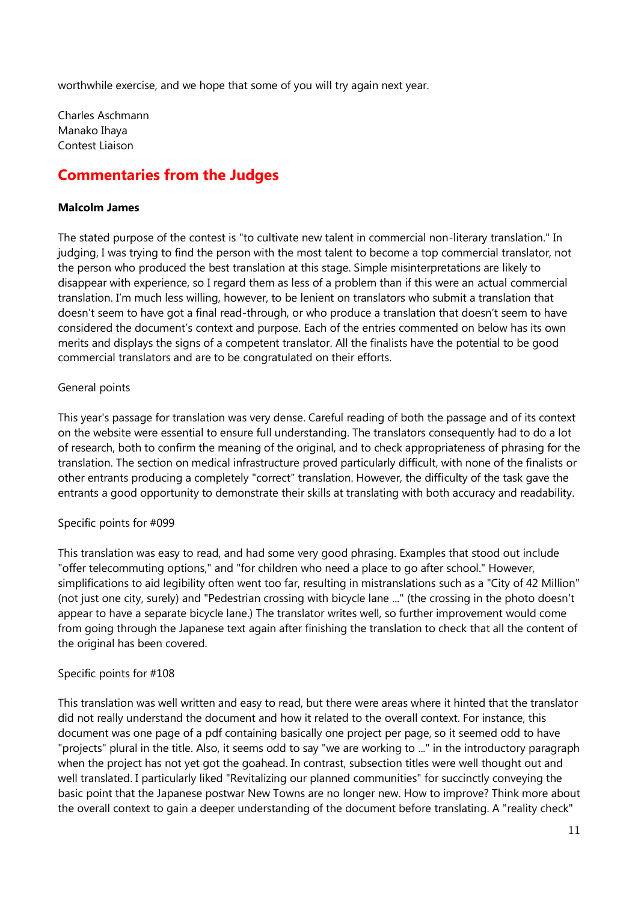worthwhile exercise, and we hope that some of you will try again next year.

Charles Aschmann
Manako Ihaya
Contest Liaison

## Commentaries from the Judges

**Malcolm James**

The stated purpose of the contest is "to cultivate new talent in commercial non-literary translation." In judging, I was trying to find the person with the most talent to become a top commercial translator, not the person who produced the best translation at this stage. Simple misinterpretations are likely to disappear with experience, so I regard them as less of a problem than if this were an actual commercial translation. I'm much less willing, however, to be lenient on translators who submit a translation that doesn't seem to have got a final read-through, or who produce a translation that doesn't seem to have considered the document's context and purpose. Each of the entries commented on below has its own merits and displays the signs of a competent translator. All the finalists have the potential to be good commercial translators and are to be congratulated on their efforts.

General points

This year's passage for translation was very dense. Careful reading of both the passage and of its context on the website were essential to ensure full understanding. The translators consequently had to do a lot of research, both to confirm the meaning of the original, and to check appropriateness of phrasing for the translation. The section on medical infrastructure proved particularly difficult, with none of the finalists or other entrants producing a completely "correct" translation. However, the difficulty of the task gave the entrants a good opportunity to demonstrate their skills at translating with both accuracy and readability.

Specific points for #099

This translation was easy to read, and had some very good phrasing. Examples that stood out include "offer telecommuting options," and "for children who need a place to go after school." However, simplifications to aid legibility often went too far, resulting in mistranslations such as a "City of 42 Million" (not just one city, surely) and "Pedestrian crossing with bicycle lane ..." (the crossing in the photo doesn't appear to have a separate bicycle lane.) The translator writes well, so further improvement would come from going through the Japanese text again after finishing the translation to check that all the content of the original has been covered.

Specific points for #108

This translation was well written and easy to read, but there were areas where it hinted that the translator did not really understand the document and how it related to the overall context. For instance, this document was one page of a pdf containing basically one project per page, so it seemed odd to have "projects" plural in the title. Also, it seems odd to say "we are working to ..." in the introductory paragraph when the project has not yet got the goahead. In contrast, subsection titles were well thought out and well translated. I particularly liked "Revitalizing our planned communities" for succinctly conveying the basic point that the Japanese postwar New Towns are no longer new. How to improve? Think more about the overall context to gain a deeper understanding of the document before translating. A "reality check"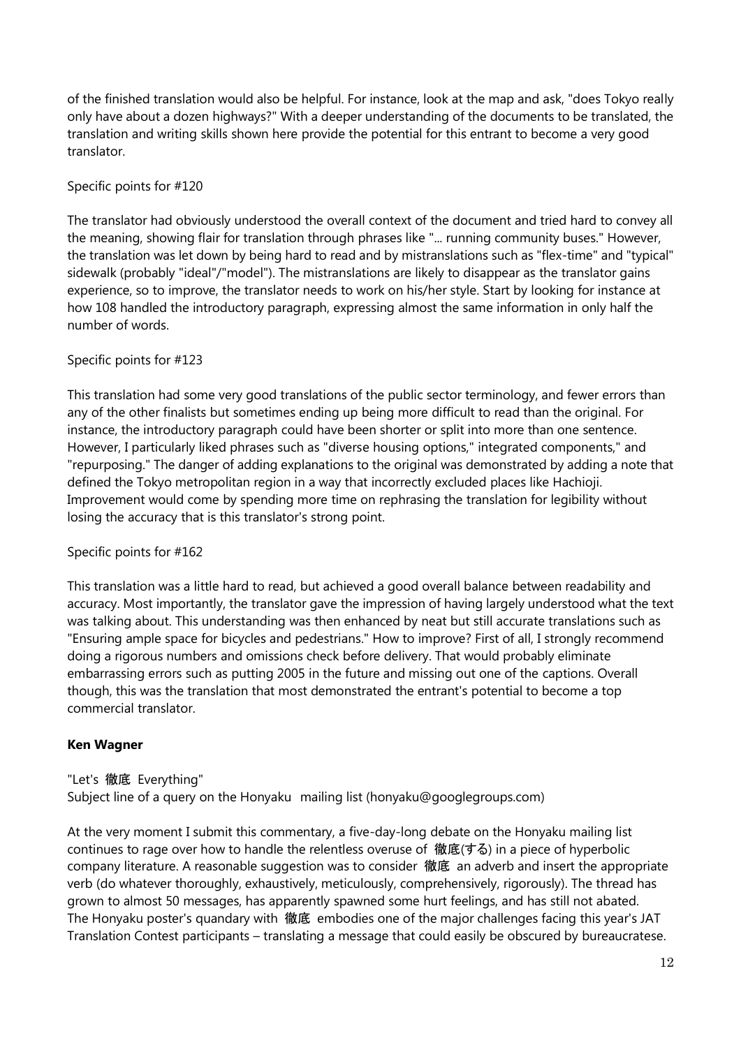of the finished translation would also be helpful. For instance, look at the map and ask, "does Tokyo really only have about a dozen highways?" With a deeper understanding of the documents to be translated, the translation and writing skills shown here provide the potential for this entrant to become a very good translator.

Specific points for #120

The translator had obviously understood the overall context of the document and tried hard to convey all the meaning, showing flair for translation through phrases like "... running community buses." However, the translation was let down by being hard to read and by mistranslations such as "flex-time" and "typical" sidewalk (probably "ideal"/"model"). The mistranslations are likely to disappear as the translator gains experience, so to improve, the translator needs to work on his/her style. Start by looking for instance at how 108 handled the introductory paragraph, expressing almost the same information in only half the number of words.

Specific points for #123

This translation had some very good translations of the public sector terminology, and fewer errors than any of the other finalists but sometimes ending up being more difficult to read than the original. For instance, the introductory paragraph could have been shorter or split into more than one sentence. However, I particularly liked phrases such as "diverse housing options," integrated components," and "repurposing." The danger of adding explanations to the original was demonstrated by adding a note that defined the Tokyo metropolitan region in a way that incorrectly excluded places like Hachioji. Improvement would come by spending more time on rephrasing the translation for legibility without losing the accuracy that is this translator's strong point.

Specific points for #162

This translation was a little hard to read, but achieved a good overall balance between readability and accuracy. Most importantly, the translator gave the impression of having largely understood what the text was talking about. This understanding was then enhanced by neat but still accurate translations such as "Ensuring ample space for bicycles and pedestrians." How to improve? First of all, I strongly recommend doing a rigorous numbers and omissions check before delivery. That would probably eliminate embarrassing errors such as putting 2005 in the future and missing out one of the captions. Overall though, this was the translation that most demonstrated the entrant's potential to become a top commercial translator.

**Ken Wagner**

"Let's 徹底 Everything"
Subject line of a query on the Honyaku mailing list (honyaku@googlegroups.com)

At the very moment I submit this commentary, a five-day-long debate on the Honyaku mailing list continues to rage over how to handle the relentless overuse of 徹底(する) in a piece of hyperbolic company literature. A reasonable suggestion was to consider 徹底 an adverb and insert the appropriate verb (do whatever thoroughly, exhaustively, meticulously, comprehensively, rigorously). The thread has grown to almost 50 messages, has apparently spawned some hurt feelings, and has still not abated. The Honyaku poster's quandary with 徹底 embodies one of the major challenges facing this year's JAT Translation Contest participants – translating a message that could easily be obscured by bureaucratese.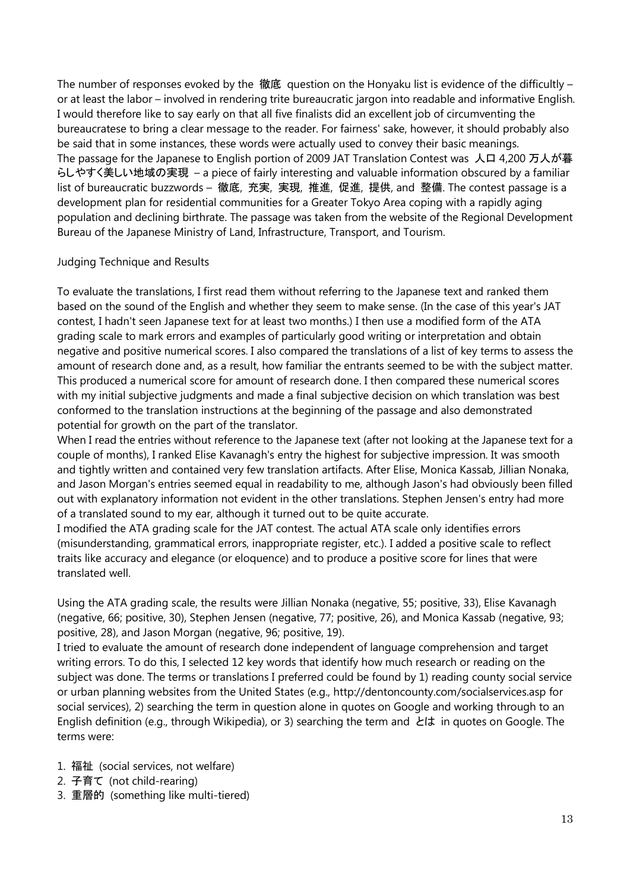The number of responses evoked by the 徹底 question on the Honyaku list is evidence of the difficultly – or at least the labor – involved in rendering trite bureaucratic jargon into readable and informative English. I would therefore like to say early on that all five finalists did an excellent job of circumventing the bureaucratese to bring a clear message to the reader. For fairness' sake, however, it should probably also be said that in some instances, these words were actually used to convey their basic meanings.

The passage for the Japanese to English portion of 2009 JAT Translation Contest was **人口 4,200 万人が暮らしやすく美しい地域の実現** – a piece of fairly interesting and valuable information obscured by a familiar list of bureaucratic buzzwords – **徹底, 充実, 実現, 推進, 促進, 提供**, and **整備**. The contest passage is a development plan for residential communities for a Greater Tokyo Area coping with a rapidly aging population and declining birthrate. The passage was taken from the website of the Regional Development Bureau of the Japanese Ministry of Land, Infrastructure, Transport, and Tourism.

## Judging Technique and Results

To evaluate the translations, I first read them without referring to the Japanese text and ranked them based on the sound of the English and whether they seem to make sense. (In the case of this year's JAT contest, I hadn't seen Japanese text for at least two months.) I then use a modified form of the ATA grading scale to mark errors and examples of particularly good writing or interpretation and obtain negative and positive numerical scores. I also compared the translations of a list of key terms to assess the amount of research done and, as a result, how familiar the entrants seemed to be with the subject matter. This produced a numerical score for amount of research done. I then compared these numerical scores with my initial subjective judgments and made a final subjective decision on which translation was best conformed to the translation instructions at the beginning of the passage and also demonstrated potential for growth on the part of the translator.

When I read the entries without reference to the Japanese text (after not looking at the Japanese text for a couple of months), I ranked Elise Kavanagh's entry the highest for subjective impression. It was smooth and tightly written and contained very few translation artifacts. After Elise, Monica Kassab, Jillian Nonaka, and Jason Morgan's entries seemed equal in readability to me, although Jason's had obviously been filled out with explanatory information not evident in the other translations. Stephen Jensen's entry had more of a translated sound to my ear, although it turned out to be quite accurate.

I modified the ATA grading scale for the JAT contest. The actual ATA scale only identifies errors (misunderstanding, grammatical errors, inappropriate register, etc.). I added a positive scale to reflect traits like accuracy and elegance (or eloquence) and to produce a positive score for lines that were translated well.

Using the ATA grading scale, the results were Jillian Nonaka (negative, 55; positive, 33), Elise Kavanagh (negative, 66; positive, 30), Stephen Jensen (negative, 77; positive, 26), and Monica Kassab (negative, 93; positive, 28), and Jason Morgan (negative, 96; positive, 19).

I tried to evaluate the amount of research done independent of language comprehension and target writing errors. To do this, I selected 12 key words that identify how much research or reading on the subject was done. The terms or translations I preferred could be found by 1) reading county social service or urban planning websites from the United States (e.g., http://dentoncounty.com/socialservices.asp for social services), 2) searching the term in question alone in quotes on Google and working through to an English definition (e.g., through Wikipedia), or 3) searching the term and とは in quotes on Google. The terms were:

1. 福祉 (social services, not welfare)
2. 子育て (not child-rearing)
3. 重層的 (something like multi-tiered)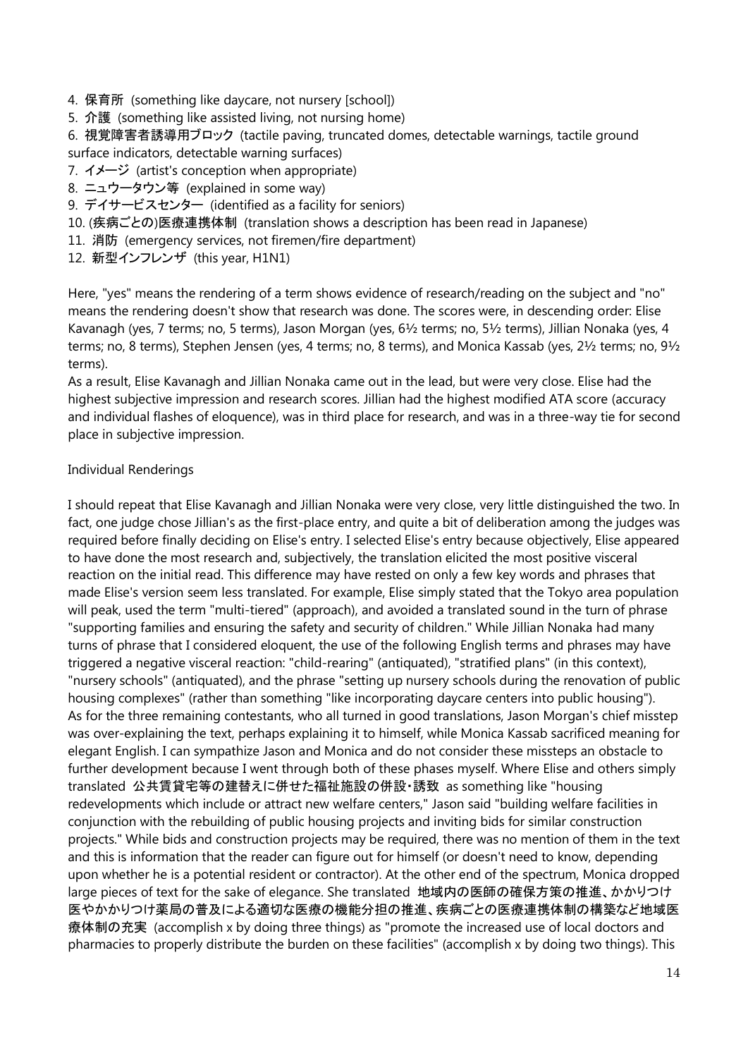4. 保育所 (something like daycare, not nursery [school])
5. 介護 (something like assisted living, not nursing home)
6. 視覚障害者誘導用ブロック (tactile paving, truncated domes, detectable warnings, tactile ground surface indicators, detectable warning surfaces)
7. イメージ (artist's conception when appropriate)
8. ニュウータウン等 (explained in some way)
9. デイサービスセンター (identified as a facility for seniors)
10. (疾病ごとの)医療連携体制 (translation shows a description has been read in Japanese)
11. 消防 (emergency services, not firemen/fire department)
12. 新型インフレンザ (this year, H1N1)

Here, "yes" means the rendering of a term shows evidence of research/reading on the subject and "no" means the rendering doesn't show that research was done. The scores were, in descending order: Elise Kavanagh (yes, 7 terms; no, 5 terms), Jason Morgan (yes, 6½ terms; no, 5½ terms), Jillian Nonaka (yes, 4 terms; no, 8 terms), Stephen Jensen (yes, 4 terms; no, 8 terms), and Monica Kassab (yes, 2½ terms; no, 9½ terms).

As a result, Elise Kavanagh and Jillian Nonaka came out in the lead, but were very close. Elise had the highest subjective impression and research scores. Jillian had the highest modified ATA score (accuracy and individual flashes of eloquence), was in third place for research, and was in a three-way tie for second place in subjective impression.

Individual Renderings

I should repeat that Elise Kavanagh and Jillian Nonaka were very close, very little distinguished the two. In fact, one judge chose Jillian's as the first-place entry, and quite a bit of deliberation among the judges was required before finally deciding on Elise's entry. I selected Elise's entry because objectively, Elise appeared to have done the most research and, subjectively, the translation elicited the most positive visceral reaction on the initial read. This difference may have rested on only a few key words and phrases that made Elise's version seem less translated. For example, Elise simply stated that the Tokyo area population will peak, used the term "multi-tiered" (approach), and avoided a translated sound in the turn of phrase "supporting families and ensuring the safety and security of children." While Jillian Nonaka had many turns of phrase that I considered eloquent, the use of the following English terms and phrases may have triggered a negative visceral reaction: "child-rearing" (antiquated), "stratified plans" (in this context), "nursery schools" (antiquated), and the phrase "setting up nursery schools during the renovation of public housing complexes" (rather than something "like incorporating daycare centers into public housing").
As for the three remaining contestants, who all turned in good translations, Jason Morgan's chief misstep was over-explaining the text, perhaps explaining it to himself, while Monica Kassab sacrificed meaning for elegant English. I can sympathize Jason and Monica and do not consider these missteps an obstacle to further development because I went through both of these phases myself. Where Elise and others simply translated 公共賃貸住宅等の建替えに併せた福祉施設の併設・誘致 as something like "housing redevelopments which include or attract new welfare centers," Jason said "building welfare facilities in conjunction with the rebuilding of public housing projects and inviting bids for similar construction projects." While bids and construction projects may be required, there was no mention of them in the text and this is information that the reader can figure out for himself (or doesn't need to know, depending upon whether he is a potential resident or contractor). At the other end of the spectrum, Monica dropped large pieces of text for the sake of elegance. She translated 地域内の医師の確保方策の推進、かかりつけ医やかかりつけ薬局の普及による適切な医療の機能分担の推進、疾病ごとの医療連携体制の構築など地域医療体制の充実 (accomplish x by doing three things) as "promote the increased use of local doctors and pharmacies to properly distribute the burden on these facilities" (accomplish x by doing two things). This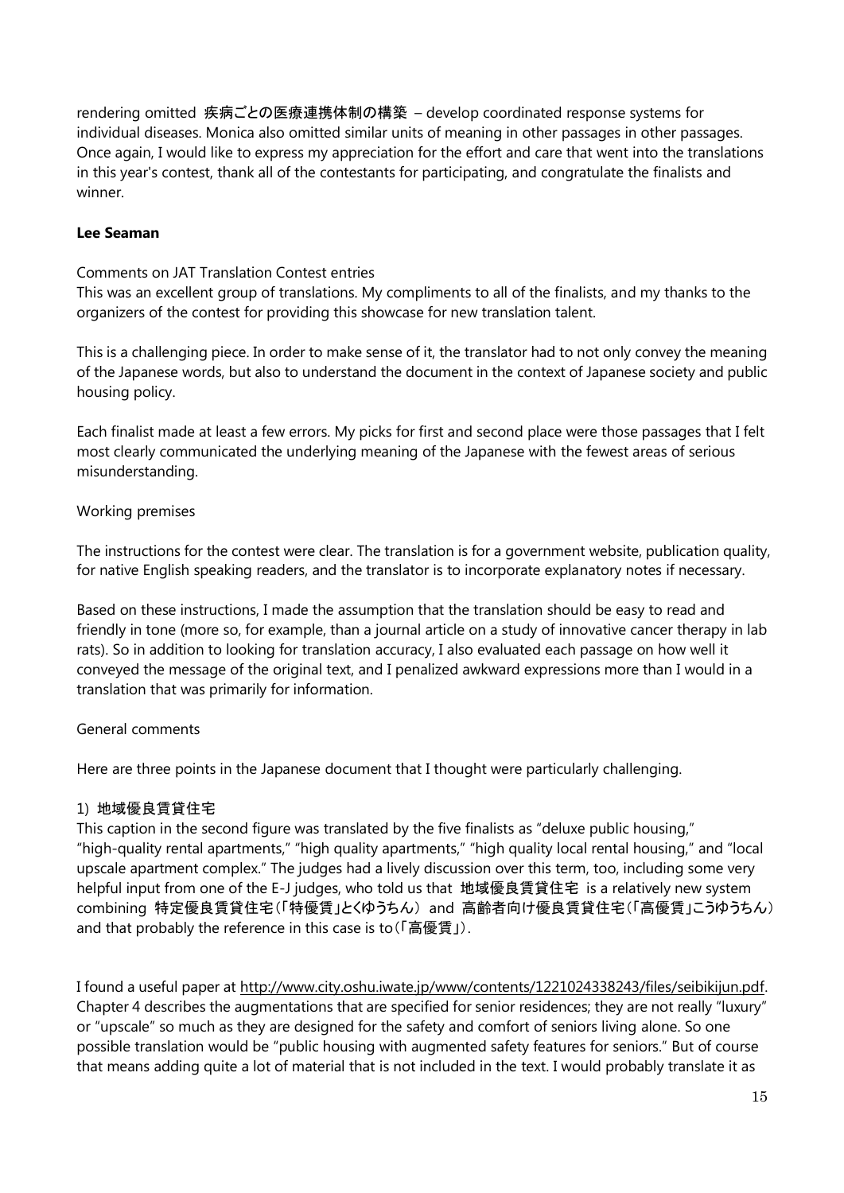rendering omitted 疾病ごとの医療連携体制の構築 – develop coordinated response systems for individual diseases. Monica also omitted similar units of meaning in other passages in other passages. Once again, I would like to express my appreciation for the effort and care that went into the translations in this year's contest, thank all of the contestants for participating, and congratulate the finalists and winner.

**Lee Seaman**

Comments on JAT Translation Contest entries

This was an excellent group of translations. My compliments to all of the finalists, and my thanks to the organizers of the contest for providing this showcase for new translation talent.

This is a challenging piece. In order to make sense of it, the translator had to not only convey the meaning of the Japanese words, but also to understand the document in the context of Japanese society and public housing policy.

Each finalist made at least a few errors. My picks for first and second place were those passages that I felt most clearly communicated the underlying meaning of the Japanese with the fewest areas of serious misunderstanding.

Working premises

The instructions for the contest were clear. The translation is for a government website, publication quality, for native English speaking readers, and the translator is to incorporate explanatory notes if necessary.

Based on these instructions, I made the assumption that the translation should be easy to read and friendly in tone (more so, for example, than a journal article on a study of innovative cancer therapy in lab rats). So in addition to looking for translation accuracy, I also evaluated each passage on how well it conveyed the message of the original text, and I penalized awkward expressions more than I would in a translation that was primarily for information.

General comments

Here are three points in the Japanese document that I thought were particularly challenging.

1) **地域優良賃貸住宅**

This caption in the second figure was translated by the five finalists as "deluxe public housing," "high-quality rental apartments," "high quality apartments," "high quality local rental housing," and "local upscale apartment complex." The judges had a lively discussion over this term, too, including some very helpful input from one of the E-J judges, who told us that 地域優良賃貸住宅 is a relatively new system combining 特定優良賃貸住宅（「特優賃」とくゆうちん） and 高齢者向け優良賃貸住宅（「高優賃」こうゆうちん） and that probably the reference in this case is to（「高優賃」）.

I found a useful paper at http://www.city.oshu.iwate.jp/www/contents/1221024338243/files/seibikijun.pdf. Chapter 4 describes the augmentations that are specified for senior residences; they are not really "luxury" or "upscale" so much as they are designed for the safety and comfort of seniors living alone. So one possible translation would be "public housing with augmented safety features for seniors." But of course that means adding quite a lot of material that is not included in the text. I would probably translate it as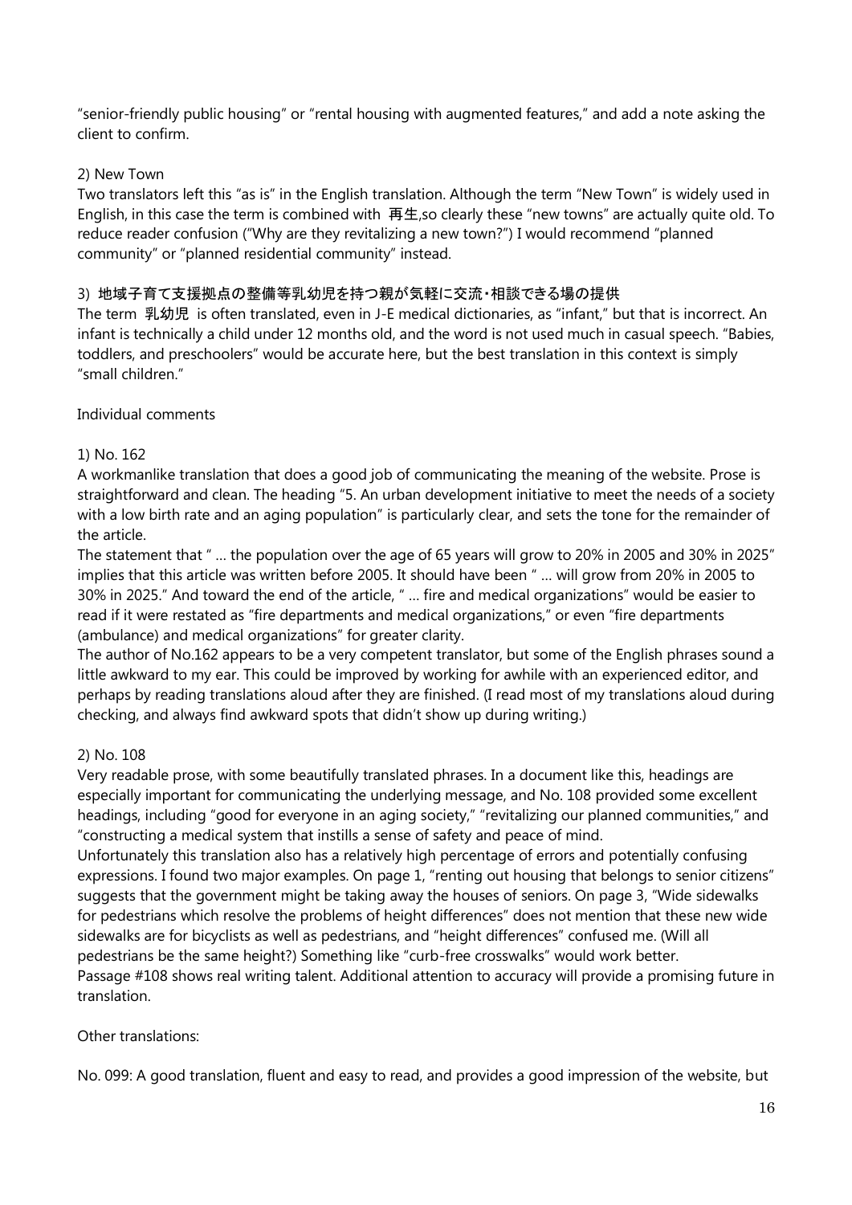"senior-friendly public housing" or "rental housing with augmented features," and add a note asking the client to confirm.

2) New Town

Two translators left this "as is" in the English translation. Although the term "New Town" is widely used in English, in this case the term is combined with 再生,so clearly these "new towns" are actually quite old. To reduce reader confusion ("Why are they revitalizing a new town?") I would recommend "planned community" or "planned residential community" instead.

3) 地域子育て支援拠点の整備等乳幼児を持つ親が気軽に交流・相談できる場の提供

The term 乳幼児 is often translated, even in J-E medical dictionaries, as "infant," but that is incorrect. An infant is technically a child under 12 months old, and the word is not used much in casual speech. "Babies, toddlers, and preschoolers" would be accurate here, but the best translation in this context is simply "small children."

Individual comments

1) No. 162

A workmanlike translation that does a good job of communicating the meaning of the website. Prose is straightforward and clean. The heading "5. An urban development initiative to meet the needs of a society with a low birth rate and an aging population" is particularly clear, and sets the tone for the remainder of the article.

The statement that " … the population over the age of 65 years will grow to 20% in 2005 and 30% in 2025" implies that this article was written before 2005. It should have been " … will grow from 20% in 2005 to 30% in 2025." And toward the end of the article, " … fire and medical organizations" would be easier to read if it were restated as "fire departments and medical organizations," or even "fire departments (ambulance) and medical organizations" for greater clarity.

The author of No.162 appears to be a very competent translator, but some of the English phrases sound a little awkward to my ear. This could be improved by working for awhile with an experienced editor, and perhaps by reading translations aloud after they are finished. (I read most of my translations aloud during checking, and always find awkward spots that didn't show up during writing.)

2) No. 108

Very readable prose, with some beautifully translated phrases. In a document like this, headings are especially important for communicating the underlying message, and No. 108 provided some excellent headings, including "good for everyone in an aging society," "revitalizing our planned communities," and "constructing a medical system that instills a sense of safety and peace of mind.

Unfortunately this translation also has a relatively high percentage of errors and potentially confusing expressions. I found two major examples. On page 1, "renting out housing that belongs to senior citizens" suggests that the government might be taking away the houses of seniors. On page 3, "Wide sidewalks for pedestrians which resolve the problems of height differences" does not mention that these new wide sidewalks are for bicyclists as well as pedestrians, and "height differences" confused me. (Will all pedestrians be the same height?) Something like "curb-free crosswalks" would work better.

Passage #108 shows real writing talent. Additional attention to accuracy will provide a promising future in translation.

Other translations:

No. 099: A good translation, fluent and easy to read, and provides a good impression of the website, but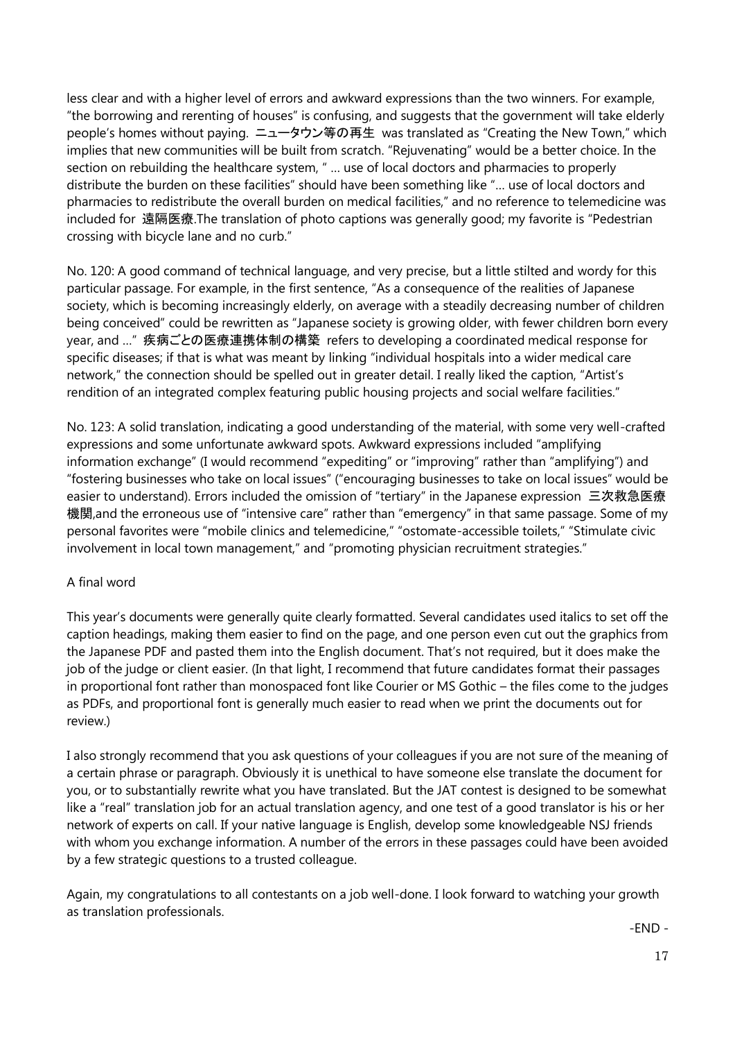less clear and with a higher level of errors and awkward expressions than the two winners. For example, "the borrowing and rerenting of houses" is confusing, and suggests that the government will take elderly people's homes without paying. ニュータウン等の再生 was translated as "Creating the New Town," which implies that new communities will be built from scratch. "Rejuvenating" would be a better choice. In the section on rebuilding the healthcare system, " … use of local doctors and pharmacies to properly distribute the burden on these facilities" should have been something like "… use of local doctors and pharmacies to redistribute the overall burden on medical facilities," and no reference to telemedicine was included for 遠隔医療.The translation of photo captions was generally good; my favorite is "Pedestrian crossing with bicycle lane and no curb."

No. 120: A good command of technical language, and very precise, but a little stilted and wordy for this particular passage. For example, in the first sentence, "As a consequence of the realities of Japanese society, which is becoming increasingly elderly, on average with a steadily decreasing number of children being conceived" could be rewritten as "Japanese society is growing older, with fewer children born every year, and …" 疾病ごとの医療連携体制の構築 refers to developing a coordinated medical response for specific diseases; if that is what was meant by linking "individual hospitals into a wider medical care network," the connection should be spelled out in greater detail. I really liked the caption, "Artist's rendition of an integrated complex featuring public housing projects and social welfare facilities."

No. 123: A solid translation, indicating a good understanding of the material, with some very well-crafted expressions and some unfortunate awkward spots. Awkward expressions included "amplifying information exchange" (I would recommend "expediting" or "improving" rather than "amplifying") and "fostering businesses who take on local issues" ("encouraging businesses to take on local issues" would be easier to understand). Errors included the omission of "tertiary" in the Japanese expression 三次救急医療機関,and the erroneous use of "intensive care" rather than "emergency" in that same passage. Some of my personal favorites were "mobile clinics and telemedicine," "ostomate-accessible toilets," "Stimulate civic involvement in local town management," and "promoting physician recruitment strategies."

A final word

This year's documents were generally quite clearly formatted. Several candidates used italics to set off the caption headings, making them easier to find on the page, and one person even cut out the graphics from the Japanese PDF and pasted them into the English document. That's not required, but it does make the job of the judge or client easier. (In that light, I recommend that future candidates format their passages in proportional font rather than monospaced font like Courier or MS Gothic – the files come to the judges as PDFs, and proportional font is generally much easier to read when we print the documents out for review.)

I also strongly recommend that you ask questions of your colleagues if you are not sure of the meaning of a certain phrase or paragraph. Obviously it is unethical to have someone else translate the document for you, or to substantially rewrite what you have translated. But the JAT contest is designed to be somewhat like a "real" translation job for an actual translation agency, and one test of a good translator is his or her network of experts on call. If your native language is English, develop some knowledgeable NSJ friends with whom you exchange information. A number of the errors in these passages could have been avoided by a few strategic questions to a trusted colleague.

Again, my congratulations to all contestants on a job well-done. I look forward to watching your growth as translation professionals.

-END -